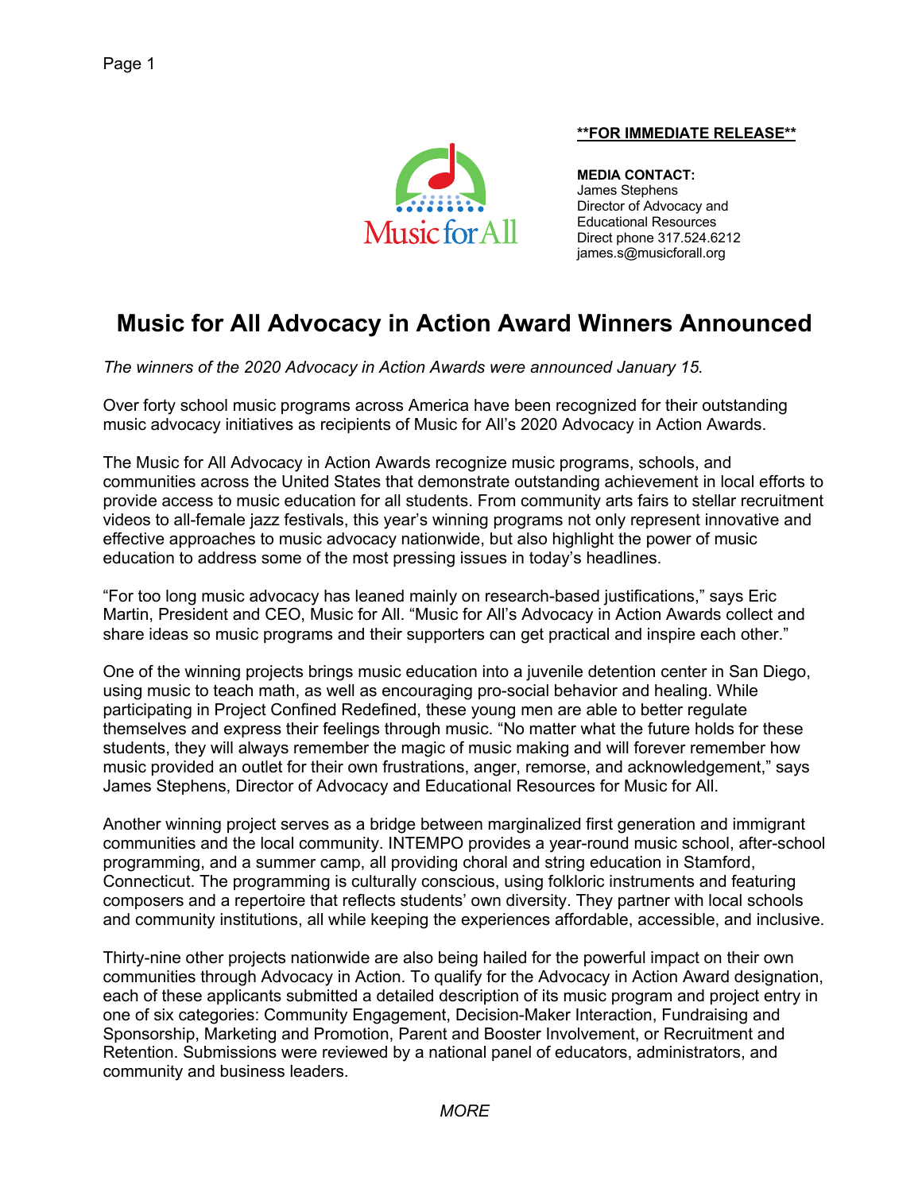**FOR IMMEDIATE RELEASE**

**MEDIA CONTACT:**
James Stephens
Director of Advocacy and Educational Resources
Direct phone 317.524.6212
james.s@musicforall.org

# Music for All Advocacy in Action Award Winners Announced

*The winners of the 2020 Advocacy in Action Awards were announced January 15.*

Over forty school music programs across America have been recognized for their outstanding music advocacy initiatives as recipients of Music for All's 2020 Advocacy in Action Awards.

The Music for All Advocacy in Action Awards recognize music programs, schools, and communities across the United States that demonstrate outstanding achievement in local efforts to provide access to music education for all students. From community arts fairs to stellar recruitment videos to all-female jazz festivals, this year's winning programs not only represent innovative and effective approaches to music advocacy nationwide, but also highlight the power of music education to address some of the most pressing issues in today's headlines.

"For too long music advocacy has leaned mainly on research-based justifications," says Eric Martin, President and CEO, Music for All. "Music for All's Advocacy in Action Awards collect and share ideas so music programs and their supporters can get practical and inspire each other."

One of the winning projects brings music education into a juvenile detention center in San Diego, using music to teach math, as well as encouraging pro-social behavior and healing. While participating in Project Confined Redefined, these young men are able to better regulate themselves and express their feelings through music. "No matter what the future holds for these students, they will always remember the magic of music making and will forever remember how music provided an outlet for their own frustrations, anger, remorse, and acknowledgement," says James Stephens, Director of Advocacy and Educational Resources for Music for All.

Another winning project serves as a bridge between marginalized first generation and immigrant communities and the local community. INTEMPO provides a year-round music school, after-school programming, and a summer camp, all providing choral and string education in Stamford, Connecticut. The programming is culturally conscious, using folkloric instruments and featuring composers and a repertoire that reflects students' own diversity. They partner with local schools and community institutions, all while keeping the experiences affordable, accessible, and inclusive.

Thirty-nine other projects nationwide are also being hailed for the powerful impact on their own communities through Advocacy in Action. To qualify for the Advocacy in Action Award designation, each of these applicants submitted a detailed description of its music program and project entry in one of six categories: Community Engagement, Decision-Maker Interaction, Fundraising and Sponsorship, Marketing and Promotion, Parent and Booster Involvement, or Recruitment and Retention. Submissions were reviewed by a national panel of educators, administrators, and community and business leaders.

*MORE*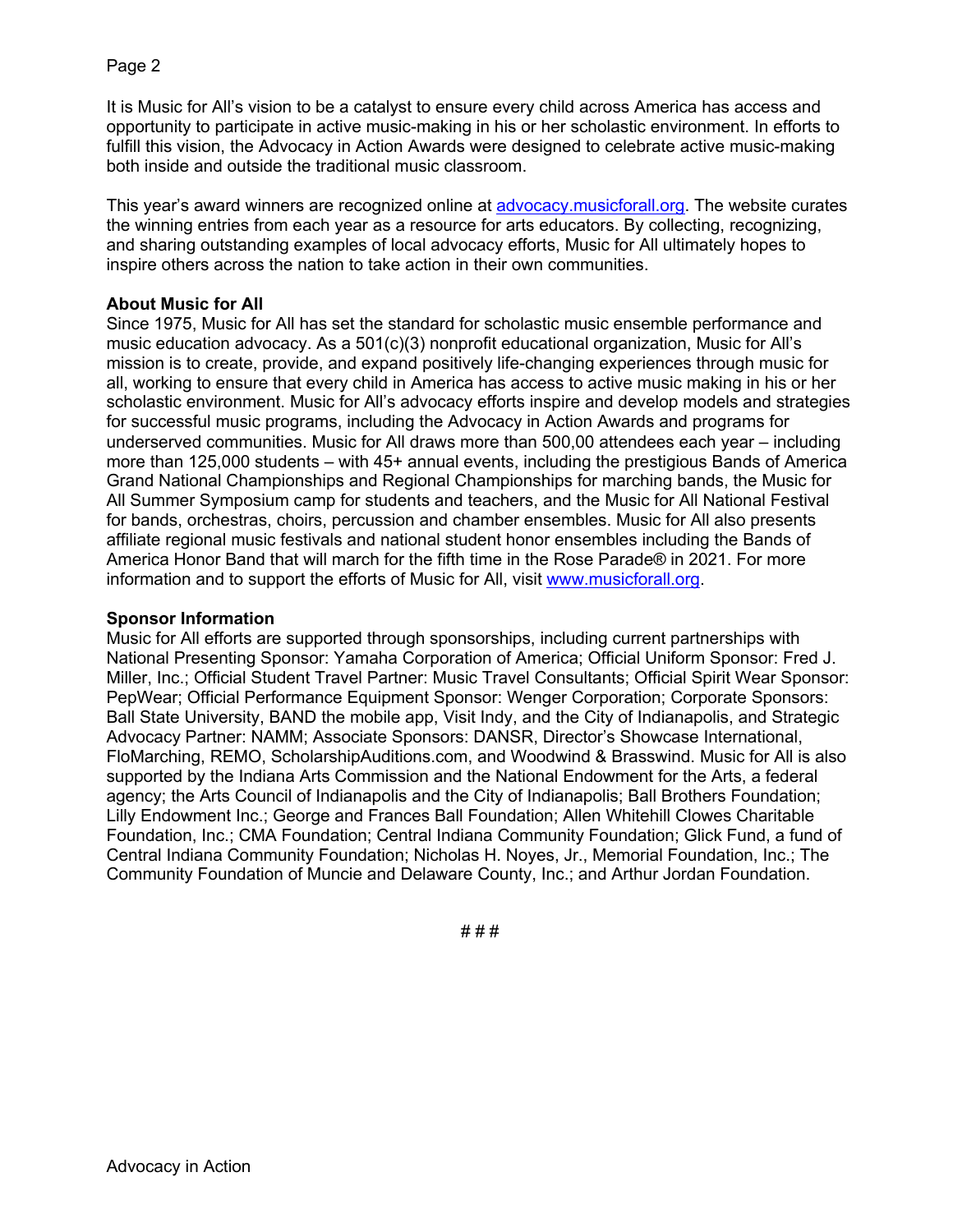It is Music for All's vision to be a catalyst to ensure every child across America has access and opportunity to participate in active music-making in his or her scholastic environment. In efforts to fulfill this vision, the Advocacy in Action Awards were designed to celebrate active music-making both inside and outside the traditional music classroom.

This year's award winners are recognized online at [advocacy.musicforall.org](advocacy.musicforall.org). The website curates the winning entries from each year as a resource for arts educators. By collecting, recognizing, and sharing outstanding examples of local advocacy efforts, Music for All ultimately hopes to inspire others across the nation to take action in their own communities.

**About Music for All**
Since 1975, Music for All has set the standard for scholastic music ensemble performance and music education advocacy. As a 501(c)(3) nonprofit educational organization, Music for All's mission is to create, provide, and expand positively life-changing experiences through music for all, working to ensure that every child in America has access to active music making in his or her scholastic environment. Music for All's advocacy efforts inspire and develop models and strategies for successful music programs, including the Advocacy in Action Awards and programs for underserved communities. Music for All draws more than 500,00 attendees each year – including more than 125,000 students – with 45+ annual events, including the prestigious Bands of America Grand National Championships and Regional Championships for marching bands, the Music for All Summer Symposium camp for students and teachers, and the Music for All National Festival for bands, orchestras, choirs, percussion and chamber ensembles. Music for All also presents affiliate regional music festivals and national student honor ensembles including the Bands of America Honor Band that will march for the fifth time in the Rose Parade® in 2021. For more information and to support the efforts of Music for All, visit [www.musicforall.org](www.musicforall.org).

**Sponsor Information**
Music for All efforts are supported through sponsorships, including current partnerships with National Presenting Sponsor: Yamaha Corporation of America; Official Uniform Sponsor: Fred J. Miller, Inc.; Official Student Travel Partner: Music Travel Consultants; Official Spirit Wear Sponsor: PepWear; Official Performance Equipment Sponsor: Wenger Corporation; Corporate Sponsors: Ball State University, BAND the mobile app, Visit Indy, and the City of Indianapolis, and Strategic Advocacy Partner: NAMM; Associate Sponsors: DANSR, Director's Showcase International, FloMarching, REMO, ScholarshipAuditions.com, and Woodwind & Brasswind. Music for All is also supported by the Indiana Arts Commission and the National Endowment for the Arts, a federal agency; the Arts Council of Indianapolis and the City of Indianapolis; Ball Brothers Foundation; Lilly Endowment Inc.; George and Frances Ball Foundation; Allen Whitehill Clowes Charitable Foundation, Inc.; CMA Foundation; Central Indiana Community Foundation; Glick Fund, a fund of Central Indiana Community Foundation; Nicholas H. Noyes, Jr., Memorial Foundation, Inc.; The Community Foundation of Muncie and Delaware County, Inc.; and Arthur Jordan Foundation.

# # #